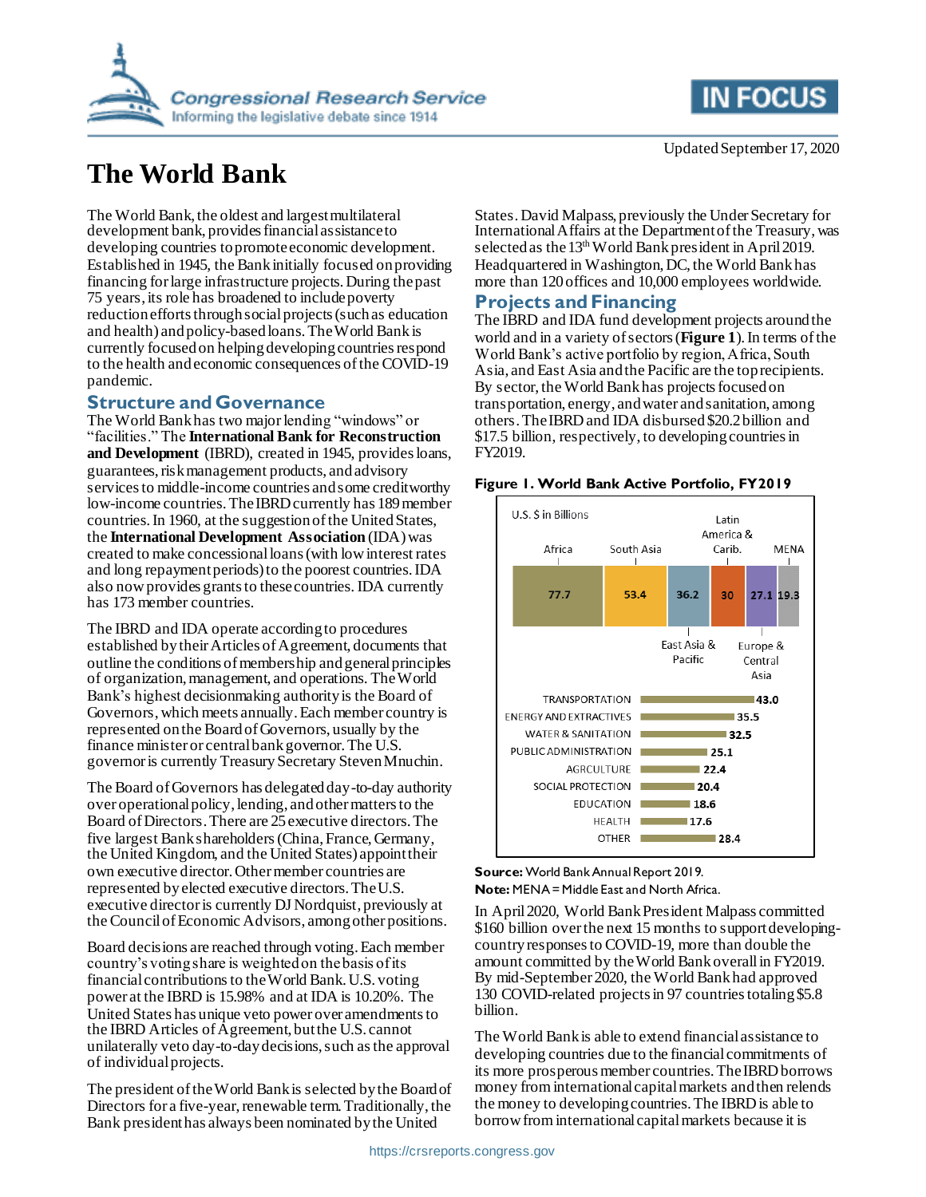Updated September 17, 2020

# The World Bank

The World Bank, the oldest and largest multilateral development bank, provides financial assistance to developing countries to promote economic development. Established in 1945, the Bank initially focused on providing financing for large infrastructure projects. During the past 75 years, its role has broadened to include poverty reduction efforts through social projects (such as education and health) and policy-based loans. The World Bank is currently focused on helping developing countries respond to the health and economic consequences of the COVID-19 pandemic.

## Structure and Governance

The World Bank has two major lending "windows" or "facilities." The **International Bank for Reconstruction and Development** (IBRD), created in 1945, provides loans, guarantees, risk management products, and advisory services to middle-income countries and some creditworthy low-income countries. The IBRD currently has 189 member countries. In 1960, at the suggestion of the United States, the **International Development Association** (IDA) was created to make concessional loans (with low interest rates and long repayment periods) to the poorest countries. IDA also now provides grants to these countries. IDA currently has 173 member countries.

The IBRD and IDA operate according to procedures established by their Articles of Agreement, documents that outline the conditions of membership and general principles of organization, management, and operations. The World Bank's highest decisionmaking authority is the Board of Governors, which meets annually. Each member country is represented on the Board of Governors, usually by the finance minister or central bank governor. The U.S. governor is currently Treasury Secretary Steven Mnuchin.

The Board of Governors has delegated day-to-day authority over operational policy, lending, and other matters to the Board of Directors. There are 25 executive directors. The five largest Bank shareholders (China, France, Germany, the United Kingdom, and the United States) appoint their own executive director. Other member countries are represented by elected executive directors. The U.S. executive director is currently DJ Nordquist, previously at the Council of Economic Advisors, among other positions.

Board decisions are reached through voting. Each member country's voting share is weighted on the basis of its financial contributions to the World Bank. U.S. voting power at the IBRD is 15.98% and at IDA is 10.20%. The United States has unique veto power over amendments to the IBRD Articles of Agreement, but the U.S. cannot unilaterally veto day-to-day decisions, such as the approval of individual projects.

The president of the World Bank is selected by the Board of Directors for a five-year, renewable term. Traditionally, the Bank president has always been nominated by the United States. David Malpass, previously the Under Secretary for International Affairs at the Department of the Treasury, was selected as the 13th World Bank president in April 2019. Headquartered in Washington, DC, the World Bank has more than 120 offices and 10,000 employees worldwide.

## Projects and Financing

The IBRD and IDA fund development projects around the world and in a variety of sectors (**Figure 1**). In terms of the World Bank's active portfolio by region, Africa, South Asia, and East Asia and the Pacific are the top recipients. By sector, the World Bank has projects focused on transportation, energy, and water and sanitation, among others. The IBRD and IDA disbursed $20.2 billion and $17.5 billion, respectively, to developing countries in FY2019.

**Figure 1. World Bank Active Portfolio, FY2019**

U.S. $ in Billions

| Region | Amount |
| --- | --- |
| Africa | 77.7 |
| South Asia | 53.4 |
| East Asia & Pacific | 36.2 |
| Latin America & Carib. | 30 |
| Europe & Central Asia | 27.1 |
| MENA | 19.3 |

| Sector | Amount |
| --- | --- |
| TRANSPORTATION | 43.0 |
| ENERGY AND EXTRACTIVES | 35.5 |
| WATER & SANITATION | 32.5 |
| PUBLIC ADMINISTRATION | 25.1 |
| AGRCULTURE | 22.4 |
| SOCIAL PROTECTION | 20.4 |
| EDUCATION | 18.6 |
| HEALTH | 17.6 |
| OTHER | 28.4 |

**Source:** World Bank Annual Report 2019.
**Note:** MENA = Middle East and North Africa.

In April 2020, World Bank President Malpass committed $160 billion over the next 15 months to support developing-country responses to COVID-19, more than double the amount committed by the World Bank overall in FY2019. By mid-September 2020, the World Bank had approved 130 COVID-related projects in 97 countries totaling $5.8 billion.

The World Bank is able to extend financial assistance to developing countries due to the financial commitments of its more prosperous member countries. The IBRD borrows money from international capital markets and then relends the money to developing countries. The IBRD is able to borrow from international capital markets because it is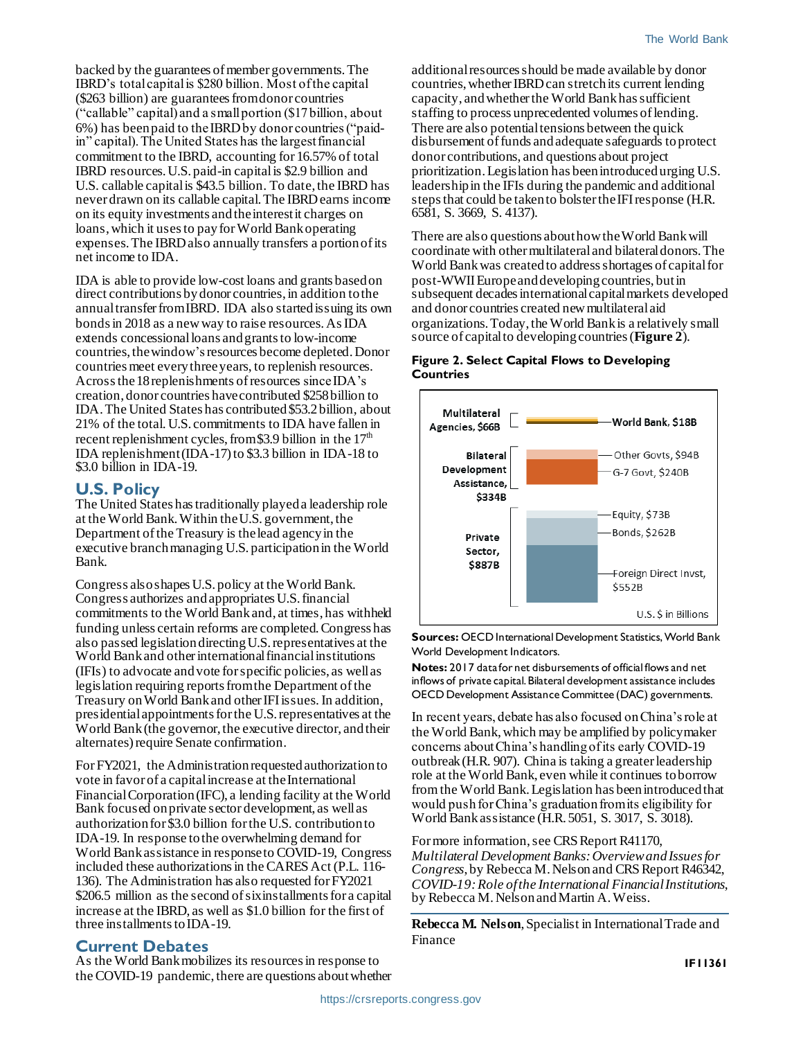backed by the guarantees of member governments. The IBRD's total capital is $280 billion. Most of the capital ($263 billion) are guarantees from donor countries ("callable" capital) and a small portion ($17 billion, about 6%) has been paid to the IBRD by donor countries ("paid-in" capital). The United States has the largest financial commitment to the IBRD, accounting for 16.57% of total IBRD resources. U.S. paid-in capital is $2.9 billion and U.S. callable capital is $43.5 billion. To date, the IBRD has never drawn on its callable capital. The IBRD earns income on its equity investments and the interest it charges on loans, which it uses to pay for World Bank operating expenses. The IBRD also annually transfers a portion of its net income to IDA.

IDA is able to provide low-cost loans and grants based on direct contributions by donor countries, in addition to the annual transfer from IBRD. IDA also started issuing its own bonds in 2018 as a new way to raise resources. As IDA extends concessional loans and grants to low-income countries, the window's resources become depleted. Donor countries meet every three years, to replenish resources. Across the 18 replenishments of resources since IDA's creation, donor countries have contributed $258 billion to IDA. The United States has contributed $53.2 billion, about 21% of the total. U.S. commitments to IDA have fallen in recent replenishment cycles, from $3.9 billion in the 17th IDA replenishment (IDA-17) to $3.3 billion in IDA-18 to $3.0 billion in IDA-19.

## U.S. Policy

The United States has traditionally played a leadership role at the World Bank. Within the U.S. government, the Department of the Treasury is the lead agency in the executive branch managing U.S. participation in the World Bank.

Congress also shapes U.S. policy at the World Bank. Congress authorizes and appropriates U.S. financial commitments to the World Bank and, at times, has withheld funding unless certain reforms are completed. Congress has also passed legislation directing U.S. representatives at the World Bank and other international financial institutions (IFIs) to advocate and vote for specific policies, as well as legislation requiring reports from the Department of the Treasury on World Bank and other IFI issues. In addition, presidential appointments for the U.S. representatives at the World Bank (the governor, the executive director, and their alternates) require Senate confirmation.

For FY2021, the Administration requested authorization to vote in favor of a capital increase at the International Financial Corporation (IFC), a lending facility at the World Bank focused on private sector development, as well as authorization for $3.0 billion for the U.S. contribution to IDA-19. In response to the overwhelming demand for World Bank assistance in response to COVID-19, Congress included these authorizations in the CARES Act (P.L. 116-136). The Administration has also requested for FY2021 $206.5 million as the second of six installments for a capital increase at the IBRD, as well as $1.0 billion for the first of three installments to IDA-19.

## Current Debates

As the World Bank mobilizes its resources in response to the COVID-19 pandemic, there are questions about whether additional resources should be made available by donor countries, whether IBRD can stretch its current lending capacity, and whether the World Bank has sufficient staffing to process unprecedented volumes of lending. There are also potential tensions between the quick disbursement of funds and adequate safeguards to protect donor contributions, and questions about project prioritization. Legislation has been introduced urging U.S. leadership in the IFIs during the pandemic and additional steps that could be taken to bolster the IFI response (H.R. 6581, S. 3669, S. 4137).

There are also questions about how the World Bank will coordinate with other multilateral and bilateral donors. The World Bank was created to address shortages of capital for post-WWII Europe and developing countries, but in subsequent decades international capital markets developed and donor countries created new multilateral aid organizations. Today, the World Bank is a relatively small source of capital to developing countries (**Figure 2**).

**Figure 2. Select Capital Flows to Developing Countries**

| Category | Component | U.S. $ in Billions |
| --- | --- | --- |
| Multilateral Agencies, $66B | World Bank | $18B |
| Bilateral Development Assistance, $334B | Other Govts | $94B |
| | G-7 Govt | $240B |
| Private Sector, $887B | Equity | $73B |
| | Bonds | $262B |
| | Foreign Direct Invst | $552B |

**Sources:** OECD International Development Statistics, World Bank World Development Indicators.

**Notes:** 2017 data for net disbursements of official flows and net inflows of private capital. Bilateral development assistance includes OECD Development Assistance Committee (DAC) governments.

In recent years, debate has also focused on China's role at the World Bank, which may be amplified by policymaker concerns about China's handling of its early COVID-19 outbreak (H.R. 907). China is taking a greater leadership role at the World Bank, even while it continues to borrow from the World Bank. Legislation has been introduced that would push for China's graduation from its eligibility for World Bank assistance (H.R. 5051, S. 3017, S. 3018).

For more information, see CRS Report R41170, *Multilateral Development Banks: Overview and Issues for Congress*, by Rebecca M. Nelson and CRS Report R46342, *COVID-19: Role of the International Financial Institutions*, by Rebecca M. Nelson and Martin A. Weiss.

**Rebecca M. Nelson**, Specialist in International Trade and Finance

IF11361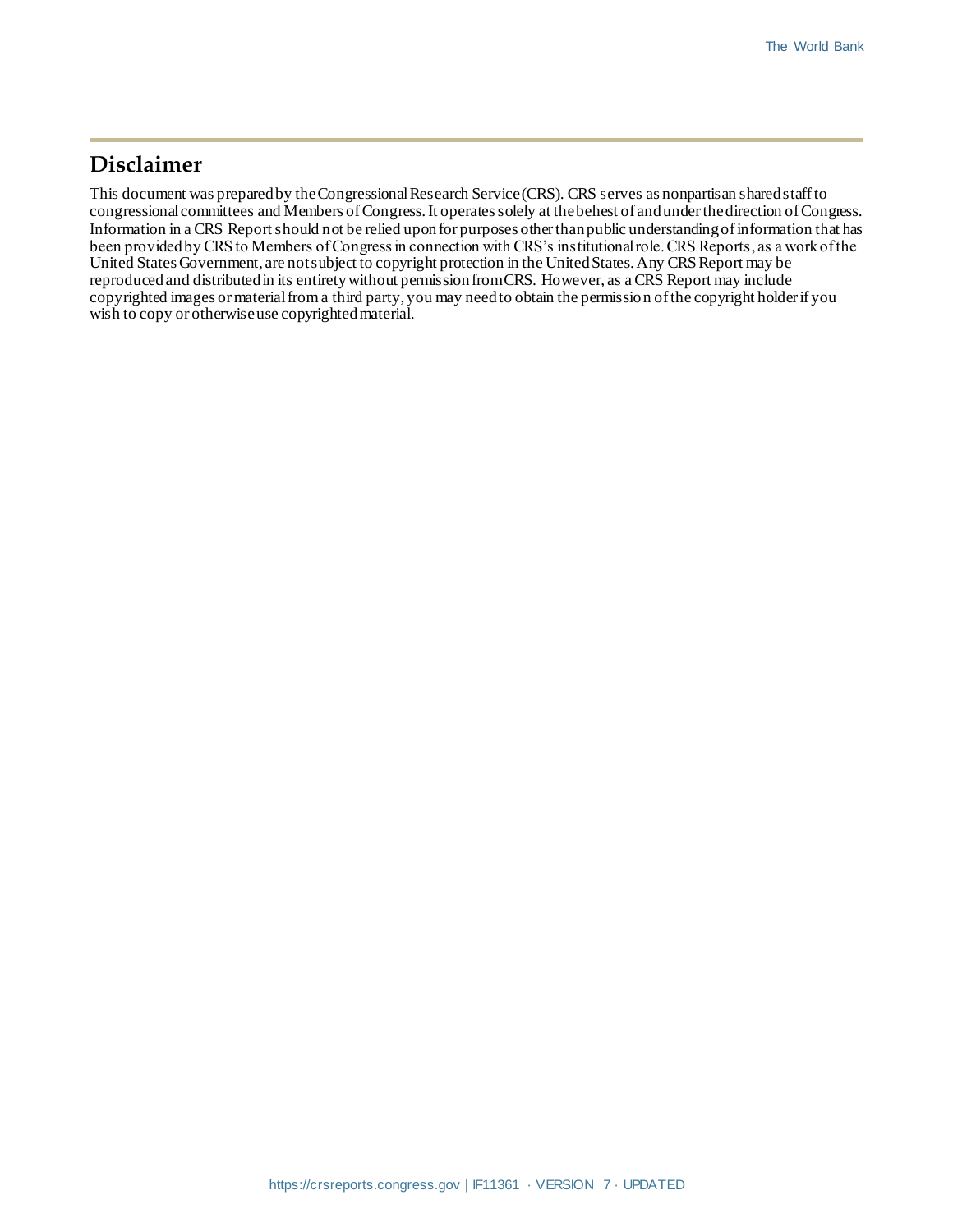## Disclaimer

This document was prepared by the Congressional Research Service (CRS). CRS serves as nonpartisan shared staff to congressional committees and Members of Congress. It operates solely at the behest of and under the direction of Congress. Information in a CRS Report should not be relied upon for purposes other than public understanding of information that has been provided by CRS to Members of Congress in connection with CRS's institutional role. CRS Reports, as a work of the United States Government, are not subject to copyright protection in the United States. Any CRS Report may be reproduced and distributed in its entirety without permission from CRS. However, as a CRS Report may include copyrighted images or material from a third party, you may need to obtain the permission of the copyright holder if you wish to copy or otherwise use copyrighted material.